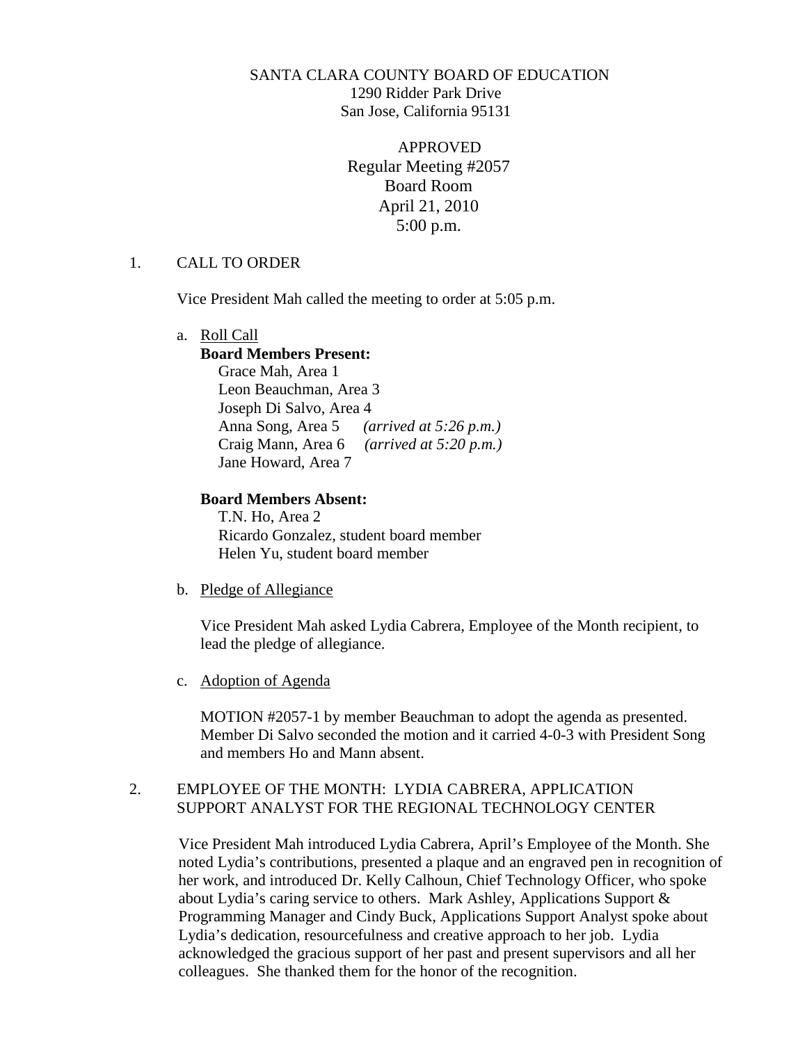SANTA CLARA COUNTY BOARD OF EDUCATION
1290 Ridder Park Drive
San Jose, California 95131

APPROVED
Regular Meeting #2057
Board Room
April 21, 2010
5:00 p.m.

1. CALL TO ORDER

Vice President Mah called the meeting to order at 5:05 p.m.

a. Roll Call

**Board Members Present:**
Grace Mah, Area 1
Leon Beauchman, Area 3
Joseph Di Salvo, Area 4
Anna Song, Area 5 *(arrived at 5:26 p.m.)*
Craig Mann, Area 6 *(arrived at 5:20 p.m.)*
Jane Howard, Area 7

**Board Members Absent:**
T.N. Ho, Area 2
Ricardo Gonzalez, student board member
Helen Yu, student board member

b. Pledge of Allegiance

Vice President Mah asked Lydia Cabrera, Employee of the Month recipient, to lead the pledge of allegiance.

c. Adoption of Agenda

MOTION #2057-1 by member Beauchman to adopt the agenda as presented. Member Di Salvo seconded the motion and it carried 4-0-3 with President Song and members Ho and Mann absent.

2. EMPLOYEE OF THE MONTH: LYDIA CABRERA, APPLICATION SUPPORT ANALYST FOR THE REGIONAL TECHNOLOGY CENTER

Vice President Mah introduced Lydia Cabrera, April's Employee of the Month. She noted Lydia's contributions, presented a plaque and an engraved pen in recognition of her work, and introduced Dr. Kelly Calhoun, Chief Technology Officer, who spoke about Lydia's caring service to others. Mark Ashley, Applications Support & Programming Manager and Cindy Buck, Applications Support Analyst spoke about Lydia's dedication, resourcefulness and creative approach to her job. Lydia acknowledged the gracious support of her past and present supervisors and all her colleagues. She thanked them for the honor of the recognition.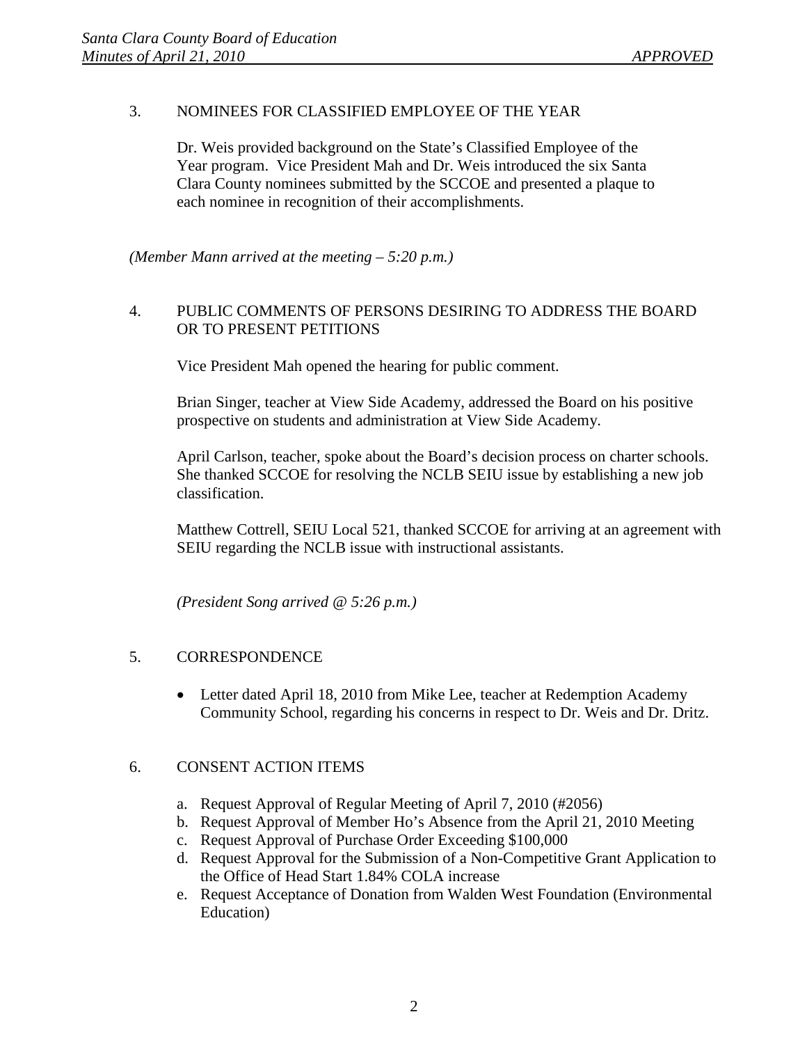3. NOMINEES FOR CLASSIFIED EMPLOYEE OF THE YEAR

   Dr. Weis provided background on the State's Classified Employee of the Year program. Vice President Mah and Dr. Weis introduced the six Santa Clara County nominees submitted by the SCCOE and presented a plaque to each nominee in recognition of their accomplishments.

*(Member Mann arrived at the meeting – 5:20 p.m.)*

4. PUBLIC COMMENTS OF PERSONS DESIRING TO ADDRESS THE BOARD OR TO PRESENT PETITIONS

   Vice President Mah opened the hearing for public comment.

   Brian Singer, teacher at View Side Academy, addressed the Board on his positive prospective on students and administration at View Side Academy.

   April Carlson, teacher, spoke about the Board's decision process on charter schools. She thanked SCCOE for resolving the NCLB SEIU issue by establishing a new job classification.

   Matthew Cottrell, SEIU Local 521, thanked SCCOE for arriving at an agreement with SEIU regarding the NCLB issue with instructional assistants.

   *(President Song arrived @ 5:26 p.m.)*

5. CORRESPONDENCE

   - Letter dated April 18, 2010 from Mike Lee, teacher at Redemption Academy Community School, regarding his concerns in respect to Dr. Weis and Dr. Dritz.

6. CONSENT ACTION ITEMS

   a. Request Approval of Regular Meeting of April 7, 2010 (#2056)
   b. Request Approval of Member Ho's Absence from the April 21, 2010 Meeting
   c. Request Approval of Purchase Order Exceeding $100,000
   d. Request Approval for the Submission of a Non-Competitive Grant Application to the Office of Head Start 1.84% COLA increase
   e. Request Acceptance of Donation from Walden West Foundation (Environmental Education)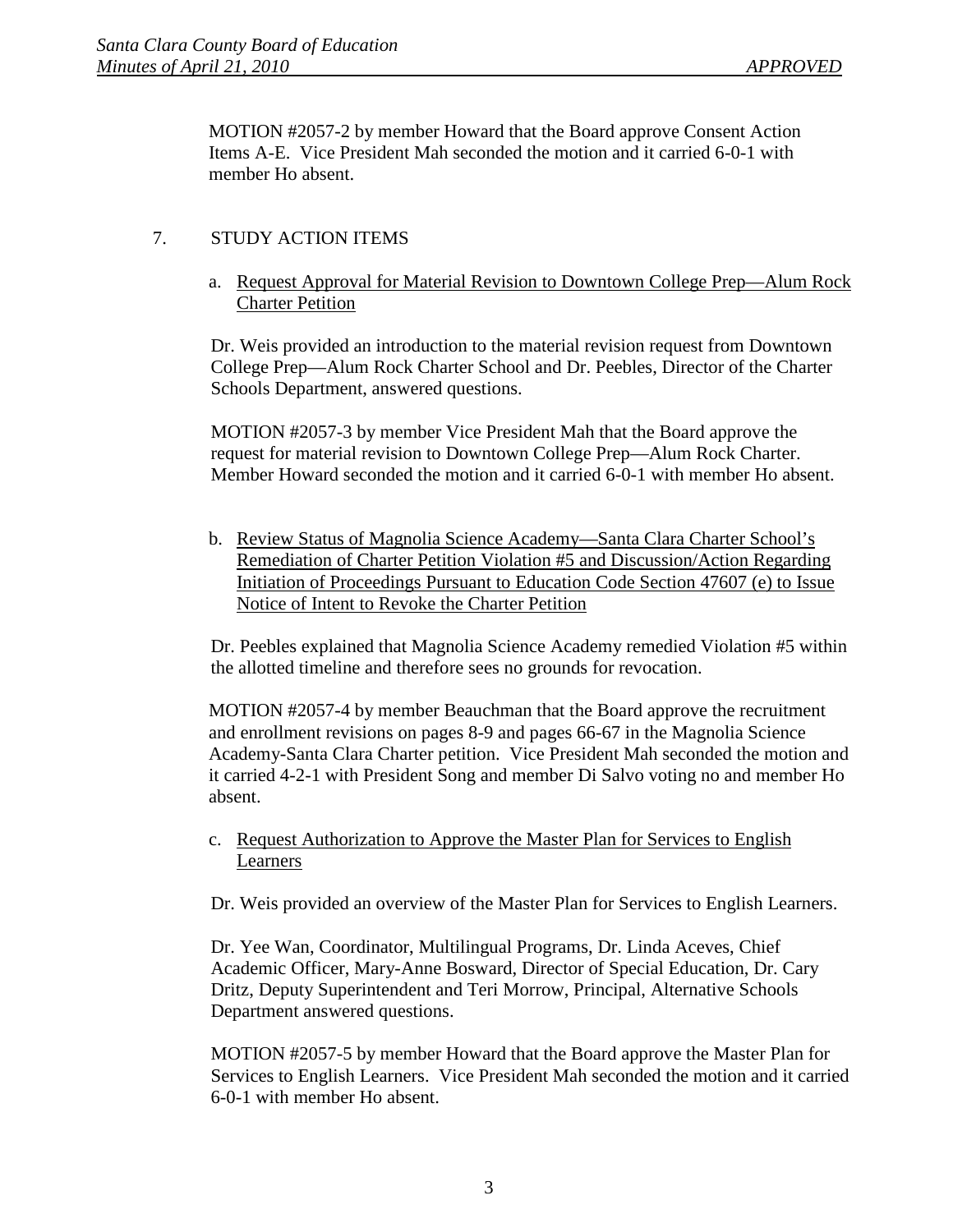MOTION #2057-2 by member Howard that the Board approve Consent Action Items A-E. Vice President Mah seconded the motion and it carried 6-0-1 with member Ho absent.

7. STUDY ACTION ITEMS

   a. Request Approval for Material Revision to Downtown College Prep—Alum Rock Charter Petition

   Dr. Weis provided an introduction to the material revision request from Downtown College Prep—Alum Rock Charter School and Dr. Peebles, Director of the Charter Schools Department, answered questions.

   MOTION #2057-3 by member Vice President Mah that the Board approve the request for material revision to Downtown College Prep—Alum Rock Charter. Member Howard seconded the motion and it carried 6-0-1 with member Ho absent.

   b. Review Status of Magnolia Science Academy—Santa Clara Charter School's Remediation of Charter Petition Violation #5 and Discussion/Action Regarding Initiation of Proceedings Pursuant to Education Code Section 47607 (e) to Issue Notice of Intent to Revoke the Charter Petition

   Dr. Peebles explained that Magnolia Science Academy remedied Violation #5 within the allotted timeline and therefore sees no grounds for revocation.

   MOTION #2057-4 by member Beauchman that the Board approve the recruitment and enrollment revisions on pages 8-9 and pages 66-67 in the Magnolia Science Academy-Santa Clara Charter petition. Vice President Mah seconded the motion and it carried 4-2-1 with President Song and member Di Salvo voting no and member Ho absent.

   c. Request Authorization to Approve the Master Plan for Services to English Learners

   Dr. Weis provided an overview of the Master Plan for Services to English Learners.

   Dr. Yee Wan, Coordinator, Multilingual Programs, Dr. Linda Aceves, Chief Academic Officer, Mary-Anne Bosward, Director of Special Education, Dr. Cary Dritz, Deputy Superintendent and Teri Morrow, Principal, Alternative Schools Department answered questions.

   MOTION #2057-5 by member Howard that the Board approve the Master Plan for Services to English Learners. Vice President Mah seconded the motion and it carried 6-0-1 with member Ho absent.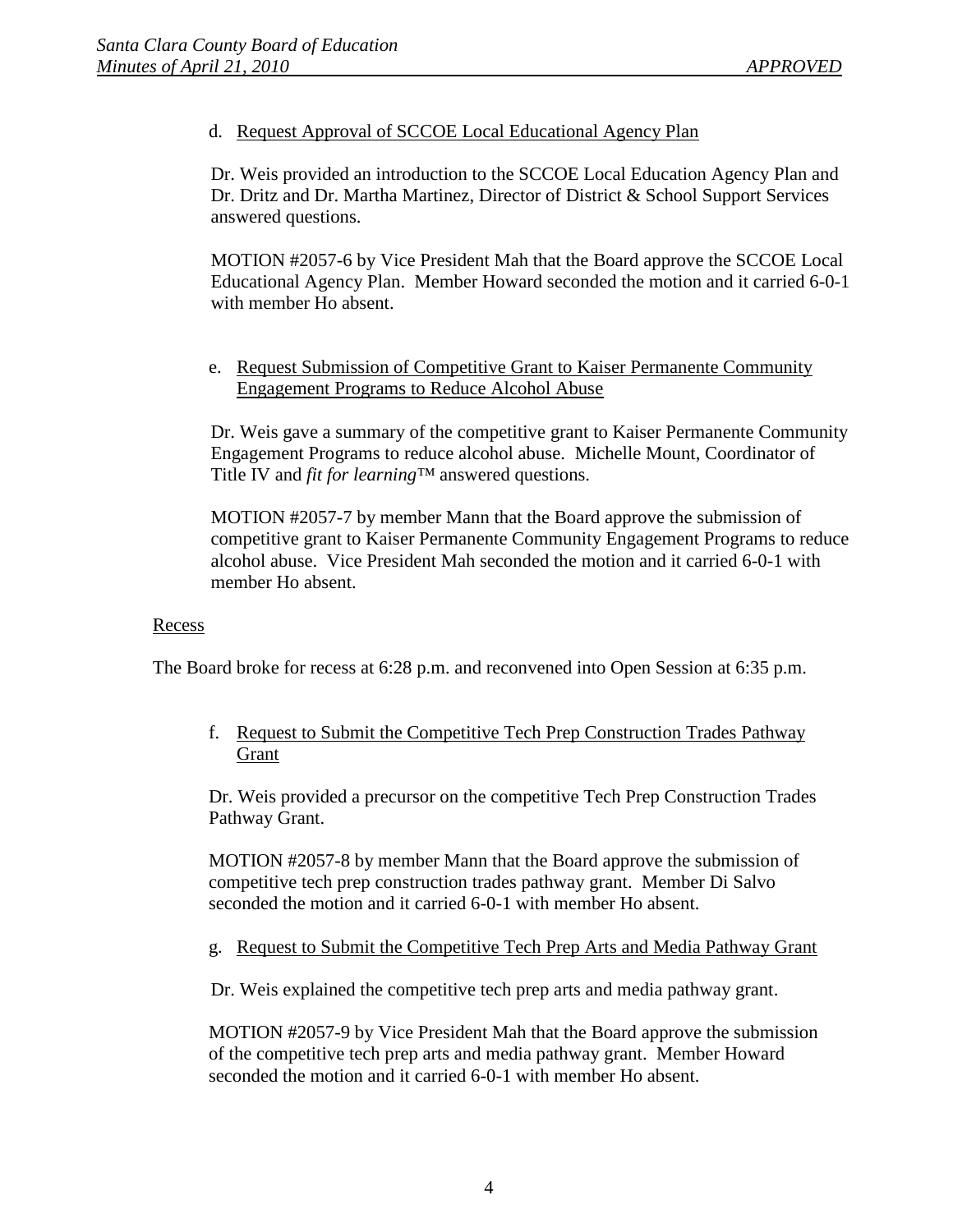d. Request Approval of SCCOE Local Educational Agency Plan

Dr. Weis provided an introduction to the SCCOE Local Education Agency Plan and Dr. Dritz and Dr. Martha Martinez, Director of District & School Support Services answered questions.

MOTION #2057-6 by Vice President Mah that the Board approve the SCCOE Local Educational Agency Plan. Member Howard seconded the motion and it carried 6-0-1 with member Ho absent.

e. Request Submission of Competitive Grant to Kaiser Permanente Community Engagement Programs to Reduce Alcohol Abuse

Dr. Weis gave a summary of the competitive grant to Kaiser Permanente Community Engagement Programs to reduce alcohol abuse. Michelle Mount, Coordinator of Title IV and *fit for learning*™ answered questions.

MOTION #2057-7 by member Mann that the Board approve the submission of competitive grant to Kaiser Permanente Community Engagement Programs to reduce alcohol abuse. Vice President Mah seconded the motion and it carried 6-0-1 with member Ho absent.

Recess

The Board broke for recess at 6:28 p.m. and reconvened into Open Session at 6:35 p.m.

f. Request to Submit the Competitive Tech Prep Construction Trades Pathway Grant

Dr. Weis provided a precursor on the competitive Tech Prep Construction Trades Pathway Grant.

MOTION #2057-8 by member Mann that the Board approve the submission of competitive tech prep construction trades pathway grant. Member Di Salvo seconded the motion and it carried 6-0-1 with member Ho absent.

g. Request to Submit the Competitive Tech Prep Arts and Media Pathway Grant

Dr. Weis explained the competitive tech prep arts and media pathway grant.

MOTION #2057-9 by Vice President Mah that the Board approve the submission of the competitive tech prep arts and media pathway grant. Member Howard seconded the motion and it carried 6-0-1 with member Ho absent.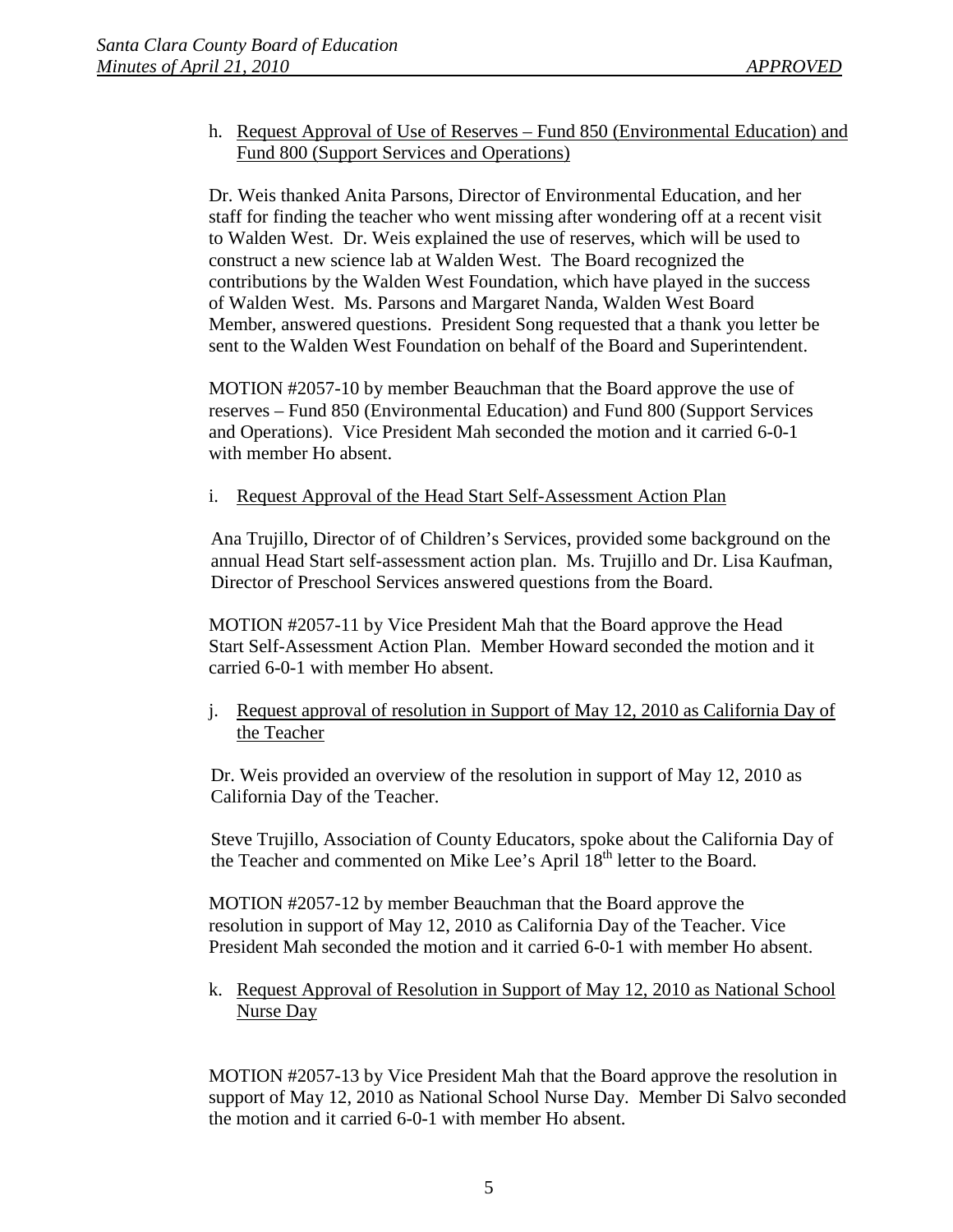h. Request Approval of Use of Reserves – Fund 850 (Environmental Education) and Fund 800 (Support Services and Operations)

Dr. Weis thanked Anita Parsons, Director of Environmental Education, and her staff for finding the teacher who went missing after wondering off at a recent visit to Walden West. Dr. Weis explained the use of reserves, which will be used to construct a new science lab at Walden West. The Board recognized the contributions by the Walden West Foundation, which have played in the success of Walden West. Ms. Parsons and Margaret Nanda, Walden West Board Member, answered questions. President Song requested that a thank you letter be sent to the Walden West Foundation on behalf of the Board and Superintendent.

MOTION #2057-10 by member Beauchman that the Board approve the use of reserves – Fund 850 (Environmental Education) and Fund 800 (Support Services and Operations). Vice President Mah seconded the motion and it carried 6-0-1 with member Ho absent.

i. Request Approval of the Head Start Self-Assessment Action Plan

Ana Trujillo, Director of of Children's Services, provided some background on the annual Head Start self-assessment action plan. Ms. Trujillo and Dr. Lisa Kaufman, Director of Preschool Services answered questions from the Board.

MOTION #2057-11 by Vice President Mah that the Board approve the Head Start Self-Assessment Action Plan. Member Howard seconded the motion and it carried 6-0-1 with member Ho absent.

j. Request approval of resolution in Support of May 12, 2010 as California Day of the Teacher

Dr. Weis provided an overview of the resolution in support of May 12, 2010 as California Day of the Teacher.

Steve Trujillo, Association of County Educators, spoke about the California Day of the Teacher and commented on Mike Lee's April 18th letter to the Board.

MOTION #2057-12 by member Beauchman that the Board approve the resolution in support of May 12, 2010 as California Day of the Teacher. Vice President Mah seconded the motion and it carried 6-0-1 with member Ho absent.

k. Request Approval of Resolution in Support of May 12, 2010 as National School Nurse Day

MOTION #2057-13 by Vice President Mah that the Board approve the resolution in support of May 12, 2010 as National School Nurse Day. Member Di Salvo seconded the motion and it carried 6-0-1 with member Ho absent.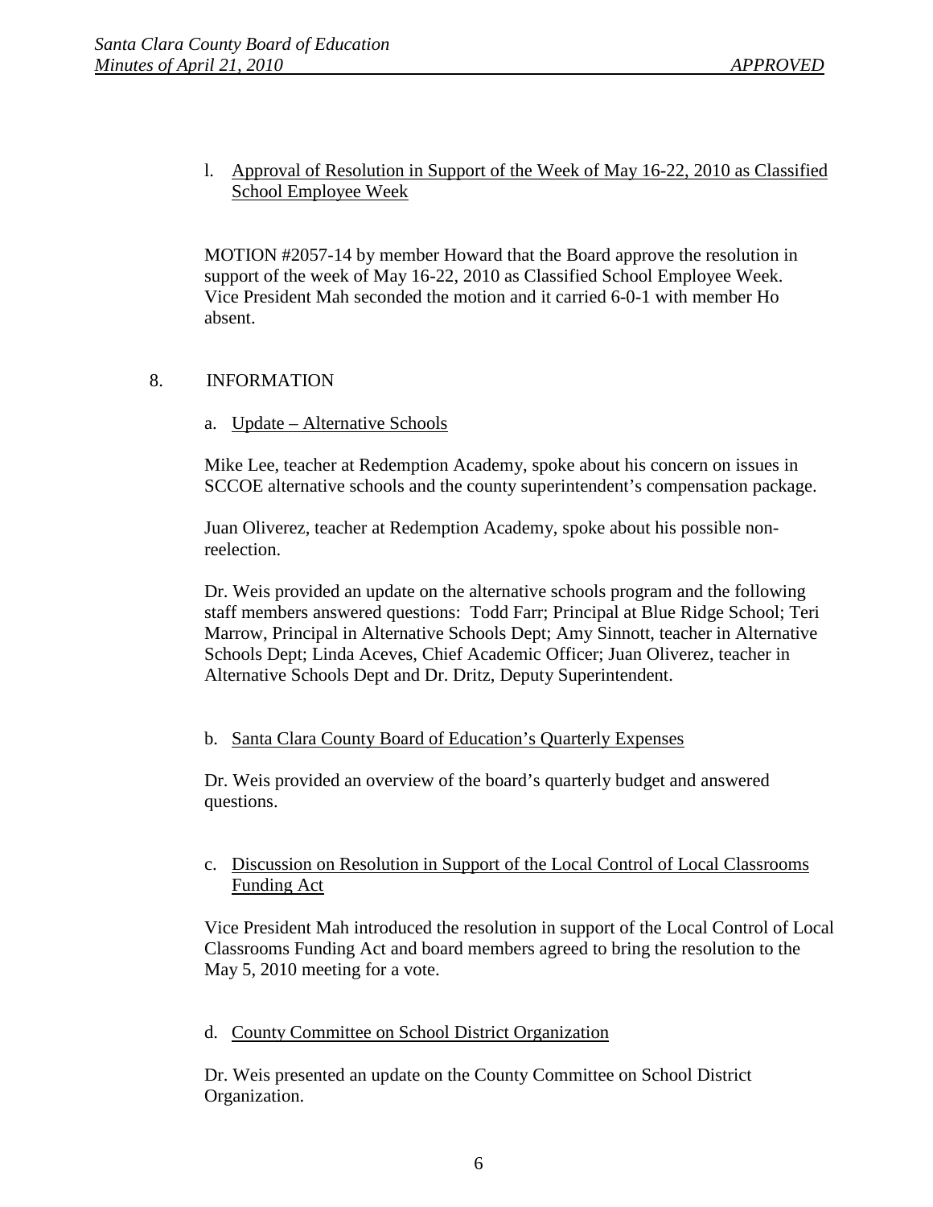l. Approval of Resolution in Support of the Week of May 16-22, 2010 as Classified School Employee Week

MOTION #2057-14 by member Howard that the Board approve the resolution in support of the week of May 16-22, 2010 as Classified School Employee Week. Vice President Mah seconded the motion and it carried 6-0-1 with member Ho absent.

## 8. INFORMATION

a. Update – Alternative Schools

Mike Lee, teacher at Redemption Academy, spoke about his concern on issues in SCCOE alternative schools and the county superintendent's compensation package.

Juan Oliverez, teacher at Redemption Academy, spoke about his possible non-reelection.

Dr. Weis provided an update on the alternative schools program and the following staff members answered questions: Todd Farr; Principal at Blue Ridge School; Teri Marrow, Principal in Alternative Schools Dept; Amy Sinnott, teacher in Alternative Schools Dept; Linda Aceves, Chief Academic Officer; Juan Oliverez, teacher in Alternative Schools Dept and Dr. Dritz, Deputy Superintendent.

b. Santa Clara County Board of Education's Quarterly Expenses

Dr. Weis provided an overview of the board's quarterly budget and answered questions.

c. Discussion on Resolution in Support of the Local Control of Local Classrooms Funding Act

Vice President Mah introduced the resolution in support of the Local Control of Local Classrooms Funding Act and board members agreed to bring the resolution to the May 5, 2010 meeting for a vote.

d. County Committee on School District Organization

Dr. Weis presented an update on the County Committee on School District Organization.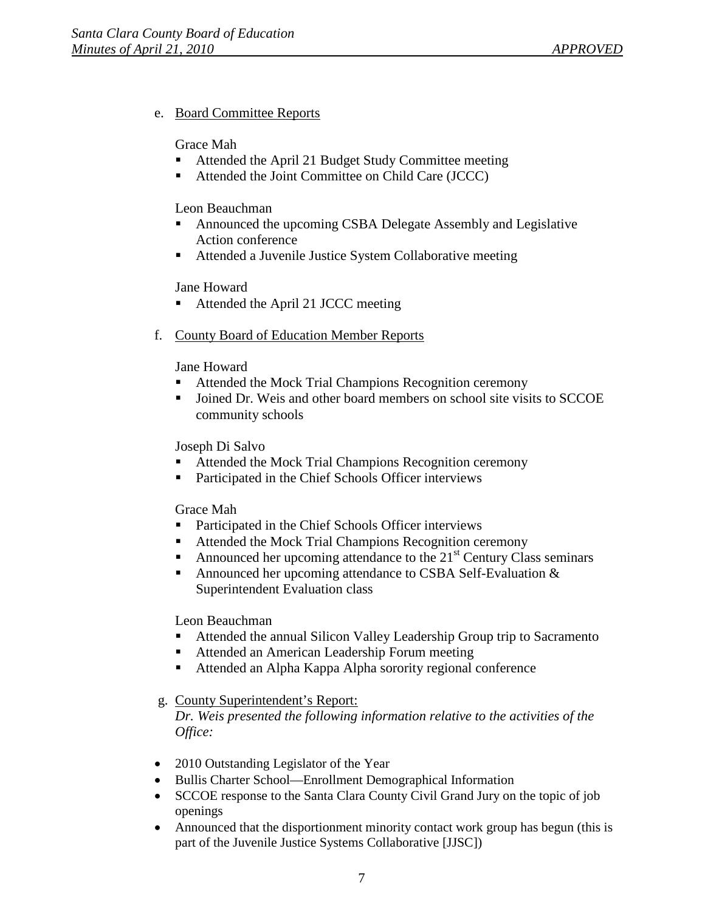e. Board Committee Reports

Grace Mah

- Attended the April 21 Budget Study Committee meeting
- Attended the Joint Committee on Child Care (JCCC)

Leon Beauchman

- Announced the upcoming CSBA Delegate Assembly and Legislative Action conference
- Attended a Juvenile Justice System Collaborative meeting

Jane Howard

- Attended the April 21 JCCC meeting

f. County Board of Education Member Reports

Jane Howard

- Attended the Mock Trial Champions Recognition ceremony
- Joined Dr. Weis and other board members on school site visits to SCCOE community schools

Joseph Di Salvo

- Attended the Mock Trial Champions Recognition ceremony
- Participated in the Chief Schools Officer interviews

Grace Mah

- Participated in the Chief Schools Officer interviews
- Attended the Mock Trial Champions Recognition ceremony
- Announced her upcoming attendance to the 21st Century Class seminars
- Announced her upcoming attendance to CSBA Self-Evaluation & Superintendent Evaluation class

Leon Beauchman

- Attended the annual Silicon Valley Leadership Group trip to Sacramento
- Attended an American Leadership Forum meeting
- Attended an Alpha Kappa Alpha sorority regional conference

g. County Superintendent's Report:
*Dr. Weis presented the following information relative to the activities of the Office:*

- 2010 Outstanding Legislator of the Year
- Bullis Charter School—Enrollment Demographical Information
- SCCOE response to the Santa Clara County Civil Grand Jury on the topic of job openings
- Announced that the disportionment minority contact work group has begun (this is part of the Juvenile Justice Systems Collaborative [JJSC])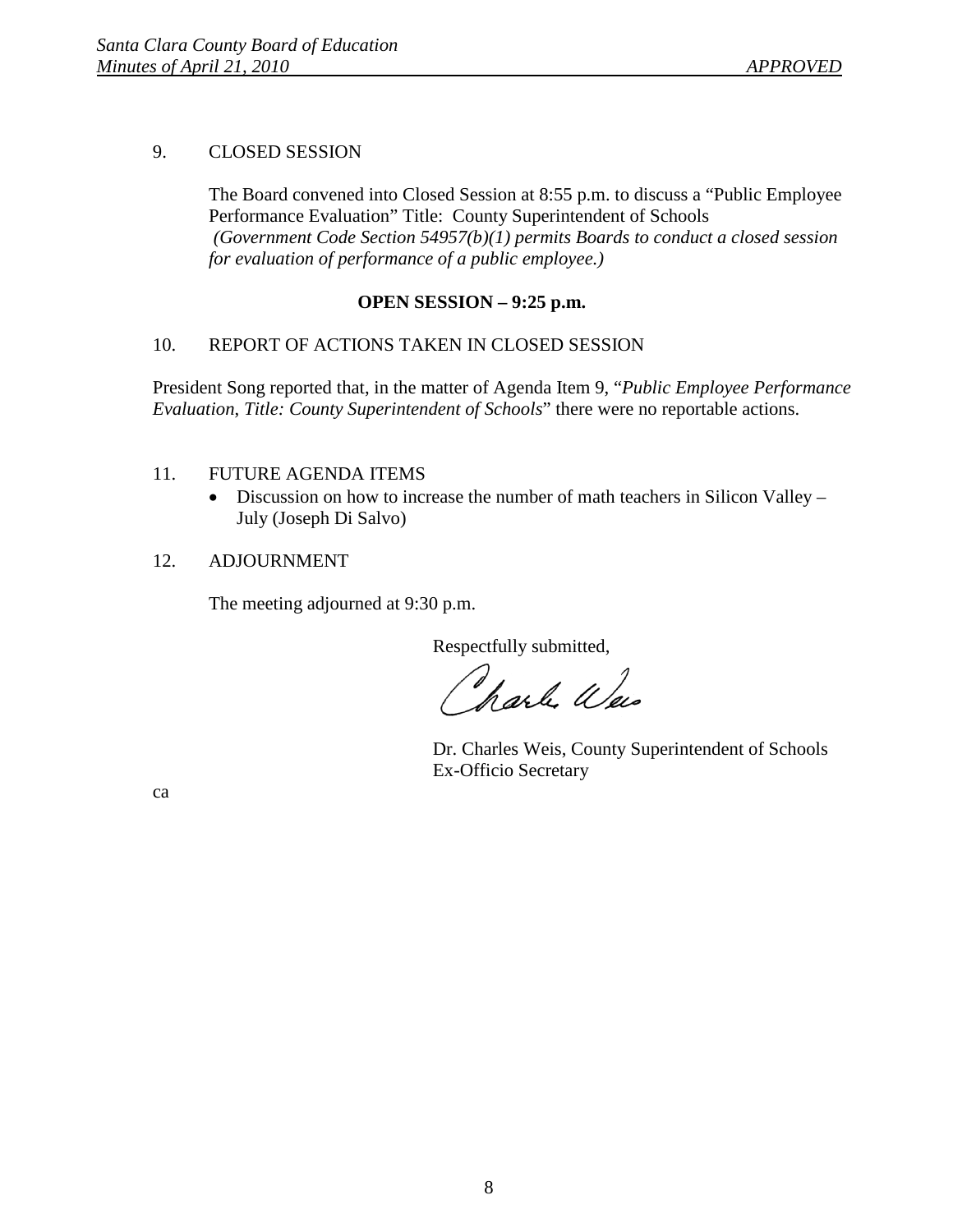## 9. CLOSED SESSION

The Board convened into Closed Session at 8:55 p.m. to discuss a "Public Employee Performance Evaluation" Title: County Superintendent of Schools *(Government Code Section 54957(b)(1) permits Boards to conduct a closed session for evaluation of performance of a public employee.)*

**OPEN SESSION – 9:25 p.m.**

## 10. REPORT OF ACTIONS TAKEN IN CLOSED SESSION

President Song reported that, in the matter of Agenda Item 9, "*Public Employee Performance Evaluation, Title: County Superintendent of Schools*" there were no reportable actions.

## 11. FUTURE AGENDA ITEMS

- Discussion on how to increase the number of math teachers in Silicon Valley – July (Joseph Di Salvo)

## 12. ADJOURNMENT

The meeting adjourned at 9:30 p.m.

Respectfully submitted,

Charles Weis

Dr. Charles Weis, County Superintendent of Schools
Ex-Officio Secretary

ca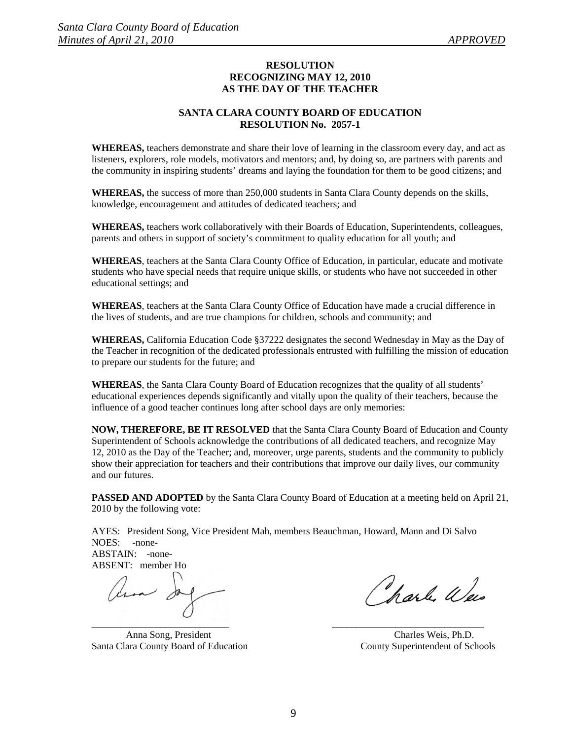**RESOLUTION**
**RECOGNIZING MAY 12, 2010**
**AS THE DAY OF THE TEACHER**

**SANTA CLARA COUNTY BOARD OF EDUCATION**
**RESOLUTION No. 2057-1**

**WHEREAS,** teachers demonstrate and share their love of learning in the classroom every day, and act as listeners, explorers, role models, motivators and mentors; and, by doing so, are partners with parents and the community in inspiring students' dreams and laying the foundation for them to be good citizens; and

**WHEREAS,** the success of more than 250,000 students in Santa Clara County depends on the skills, knowledge, encouragement and attitudes of dedicated teachers; and

**WHEREAS,** teachers work collaboratively with their Boards of Education, Superintendents, colleagues, parents and others in support of society's commitment to quality education for all youth; and

**WHEREAS**, teachers at the Santa Clara County Office of Education, in particular, educate and motivate students who have special needs that require unique skills, or students who have not succeeded in other educational settings; and

**WHEREAS**, teachers at the Santa Clara County Office of Education have made a crucial difference in the lives of students, and are true champions for children, schools and community; and

**WHEREAS,** California Education Code §37222 designates the second Wednesday in May as the Day of the Teacher in recognition of the dedicated professionals entrusted with fulfilling the mission of education to prepare our students for the future; and

**WHEREAS**, the Santa Clara County Board of Education recognizes that the quality of all students' educational experiences depends significantly and vitally upon the quality of their teachers, because the influence of a good teacher continues long after school days are only memories:

**NOW, THEREFORE, BE IT RESOLVED** that the Santa Clara County Board of Education and County Superintendent of Schools acknowledge the contributions of all dedicated teachers, and recognize May 12, 2010 as the Day of the Teacher; and, moreover, urge parents, students and the community to publicly show their appreciation for teachers and their contributions that improve our daily lives, our community and our futures.

**PASSED AND ADOPTED** by the Santa Clara County Board of Education at a meeting held on April 21, 2010 by the following vote:

AYES: President Song, Vice President Mah, members Beauchman, Howard, Mann and Di Salvo
NOES: -none-
ABSTAIN: -none-
ABSENT: member Ho

\_\_\_\_\_\_\_\_\_\_\_\_\_\_\_\_\_\_\_\_\_\_\_\_\_\_\_\_
Anna Song, President
Santa Clara County Board of Education

\_\_\_\_\_\_\_\_\_\_\_\_\_\_\_\_\_\_\_\_\_\_\_\_\_\_\_\_
Charles Weis, Ph.D.
County Superintendent of Schools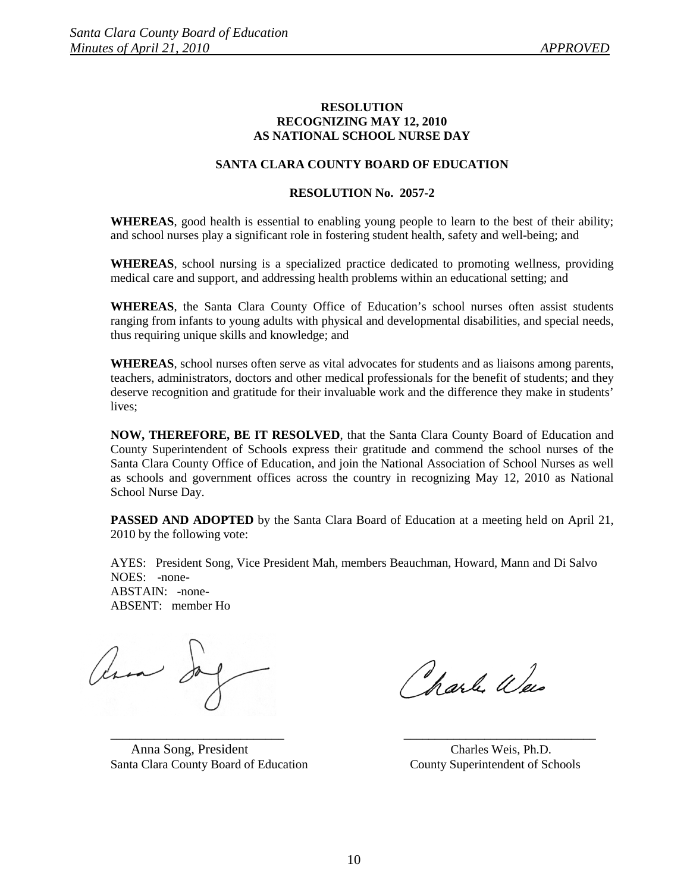**RESOLUTION**
**RECOGNIZING MAY 12, 2010**
**AS NATIONAL SCHOOL NURSE DAY**

**SANTA CLARA COUNTY BOARD OF EDUCATION**

**RESOLUTION No. 2057-2**

**WHEREAS**, good health is essential to enabling young people to learn to the best of their ability; and school nurses play a significant role in fostering student health, safety and well-being; and

**WHEREAS**, school nursing is a specialized practice dedicated to promoting wellness, providing medical care and support, and addressing health problems within an educational setting; and

**WHEREAS**, the Santa Clara County Office of Education's school nurses often assist students ranging from infants to young adults with physical and developmental disabilities, and special needs, thus requiring unique skills and knowledge; and

**WHEREAS**, school nurses often serve as vital advocates for students and as liaisons among parents, teachers, administrators, doctors and other medical professionals for the benefit of students; and they deserve recognition and gratitude for their invaluable work and the difference they make in students' lives;

**NOW, THEREFORE, BE IT RESOLVED**, that the Santa Clara County Board of Education and County Superintendent of Schools express their gratitude and commend the school nurses of the Santa Clara County Office of Education, and join the National Association of School Nurses as well as schools and government offices across the country in recognizing May 12, 2010 as National School Nurse Day.

**PASSED AND ADOPTED** by the Santa Clara Board of Education at a meeting held on April 21, 2010 by the following vote:

AYES: President Song, Vice President Mah, members Beauchman, Howard, Mann and Di Salvo
NOES: -none-
ABSTAIN: -none-
ABSENT: member Ho

\_\_\_\_\_\_\_\_\_\_\_\_\_\_\_\_\_\_\_\_\_\_\_\_\_\_\_
Anna Song, President
Santa Clara County Board of Education

\_\_\_\_\_\_\_\_\_\_\_\_\_\_\_\_\_\_\_\_\_\_\_\_\_\_\_
Charles Weis, Ph.D.
County Superintendent of Schools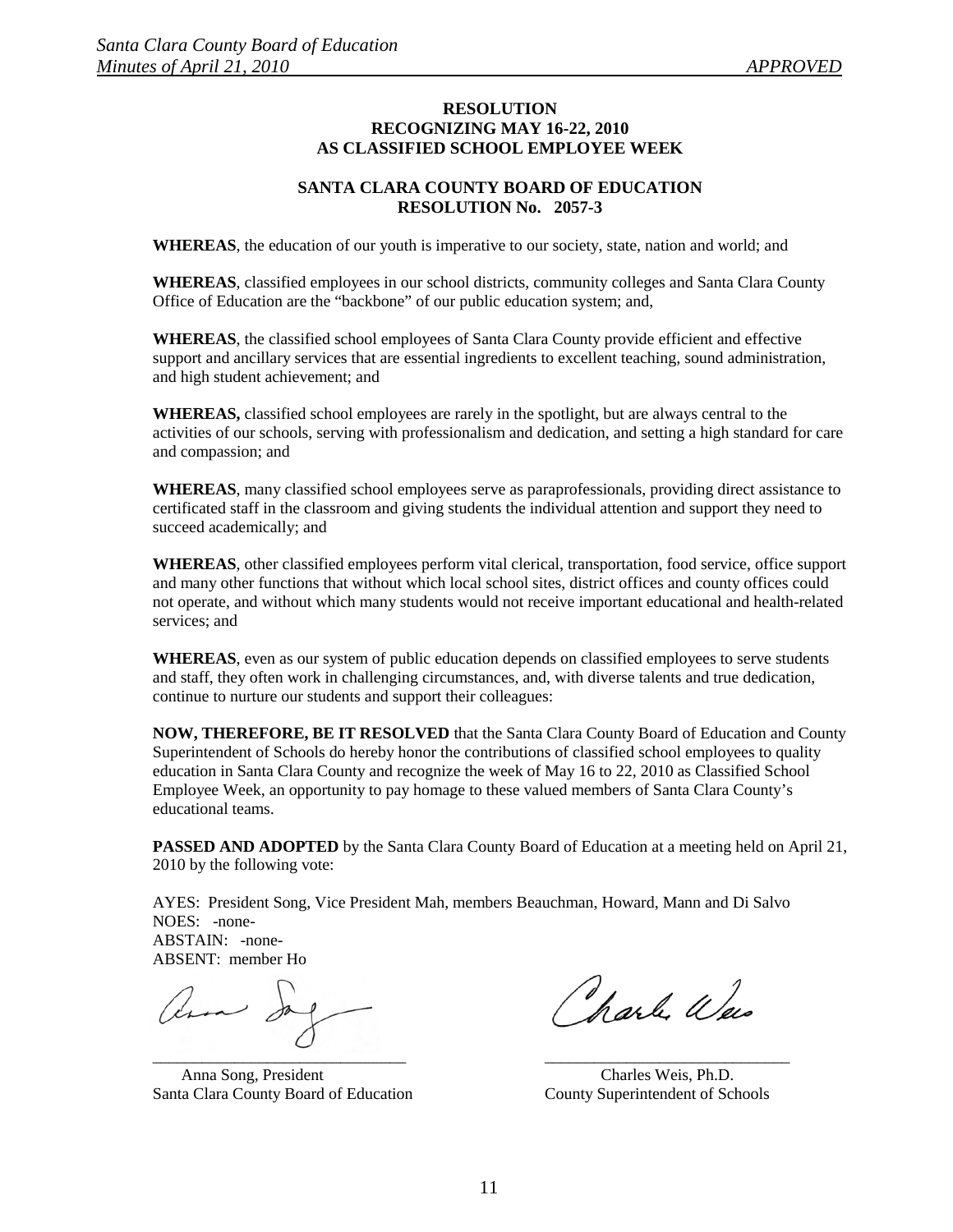**RESOLUTION**
**RECOGNIZING MAY 16-22, 2010**
**AS CLASSIFIED SCHOOL EMPLOYEE WEEK**

**SANTA CLARA COUNTY BOARD OF EDUCATION**
**RESOLUTION No. 2057-3**

**WHEREAS**, the education of our youth is imperative to our society, state, nation and world; and

**WHEREAS**, classified employees in our school districts, community colleges and Santa Clara County Office of Education are the "backbone" of our public education system; and,

**WHEREAS**, the classified school employees of Santa Clara County provide efficient and effective support and ancillary services that are essential ingredients to excellent teaching, sound administration, and high student achievement; and

**WHEREAS,** classified school employees are rarely in the spotlight, but are always central to the activities of our schools, serving with professionalism and dedication, and setting a high standard for care and compassion; and

**WHEREAS**, many classified school employees serve as paraprofessionals, providing direct assistance to certificated staff in the classroom and giving students the individual attention and support they need to succeed academically; and

**WHEREAS**, other classified employees perform vital clerical, transportation, food service, office support and many other functions that without which local school sites, district offices and county offices could not operate, and without which many students would not receive important educational and health-related services; and

**WHEREAS**, even as our system of public education depends on classified employees to serve students and staff, they often work in challenging circumstances, and, with diverse talents and true dedication, continue to nurture our students and support their colleagues:

**NOW, THEREFORE, BE IT RESOLVED** that the Santa Clara County Board of Education and County Superintendent of Schools do hereby honor the contributions of classified school employees to quality education in Santa Clara County and recognize the week of May 16 to 22, 2010 as Classified School Employee Week, an opportunity to pay homage to these valued members of Santa Clara County's educational teams.

**PASSED AND ADOPTED** by the Santa Clara County Board of Education at a meeting held on April 21, 2010 by the following vote:

AYES: President Song, Vice President Mah, members Beauchman, Howard, Mann and Di Salvo
NOES: -none-
ABSTAIN: -none-
ABSENT: member Ho

Anna Song, President
Santa Clara County Board of Education

Charles Weis, Ph.D.
County Superintendent of Schools